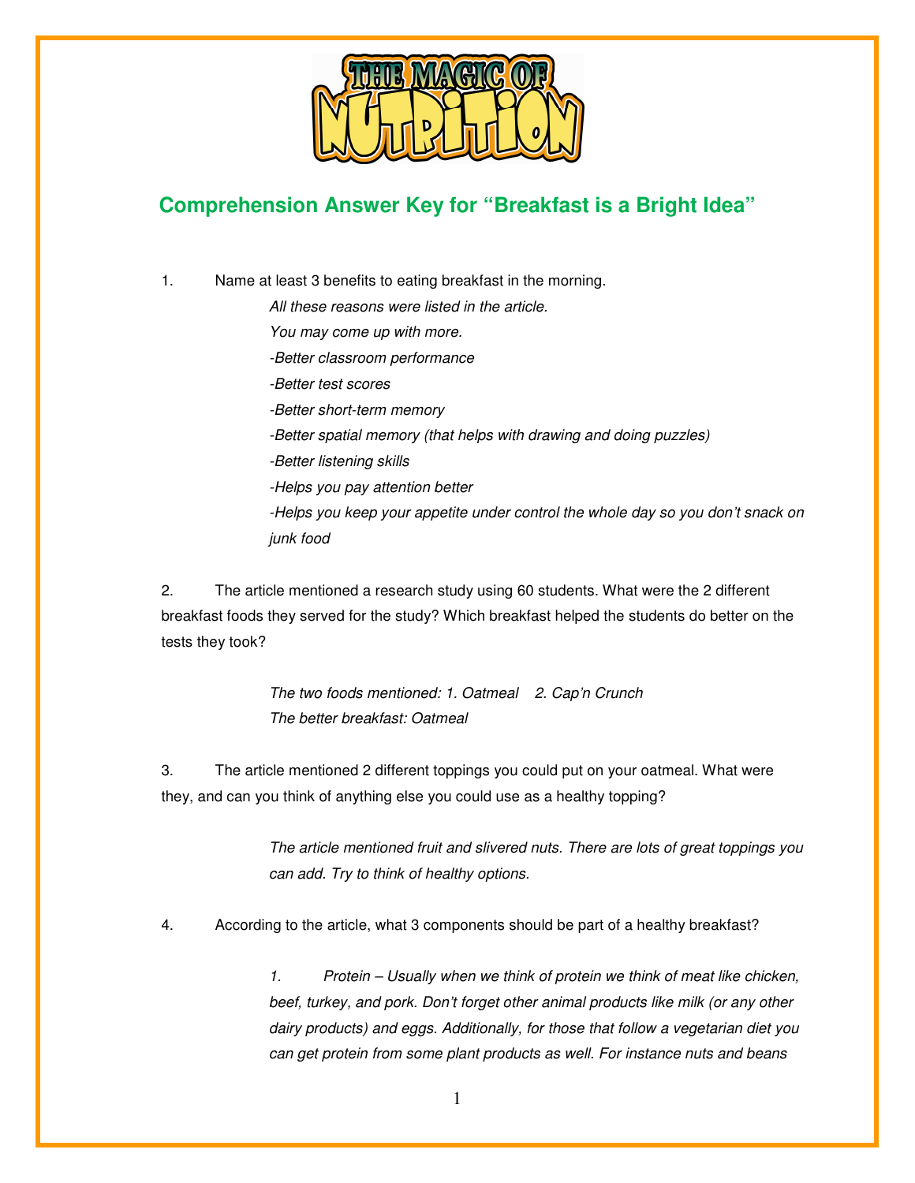# Comprehension Answer Key for "Breakfast is a Bright Idea"

1. Name at least 3 benefits to eating breakfast in the morning.

   *All these reasons were listed in the article.*
   *You may come up with more.*
   *-Better classroom performance*
   *-Better test scores*
   *-Better short-term memory*
   *-Better spatial memory (that helps with drawing and doing puzzles)*
   *-Better listening skills*
   *-Helps you pay attention better*
   *-Helps you keep your appetite under control the whole day so you don't snack on junk food*

2. The article mentioned a research study using 60 students. What were the 2 different breakfast foods they served for the study? Which breakfast helped the students do better on the tests they took?

   *The two foods mentioned: 1. Oatmeal 2. Cap'n Crunch*
   *The better breakfast: Oatmeal*

3. The article mentioned 2 different toppings you could put on your oatmeal. What were they, and can you think of anything else you could use as a healthy topping?

   *The article mentioned fruit and slivered nuts. There are lots of great toppings you can add. Try to think of healthy options.*

4. According to the article, what 3 components should be part of a healthy breakfast?

   *1. Protein – Usually when we think of protein we think of meat like chicken, beef, turkey, and pork. Don't forget other animal products like milk (or any other dairy products) and eggs. Additionally, for those that follow a vegetarian diet you can get protein from some plant products as well. For instance nuts and beans*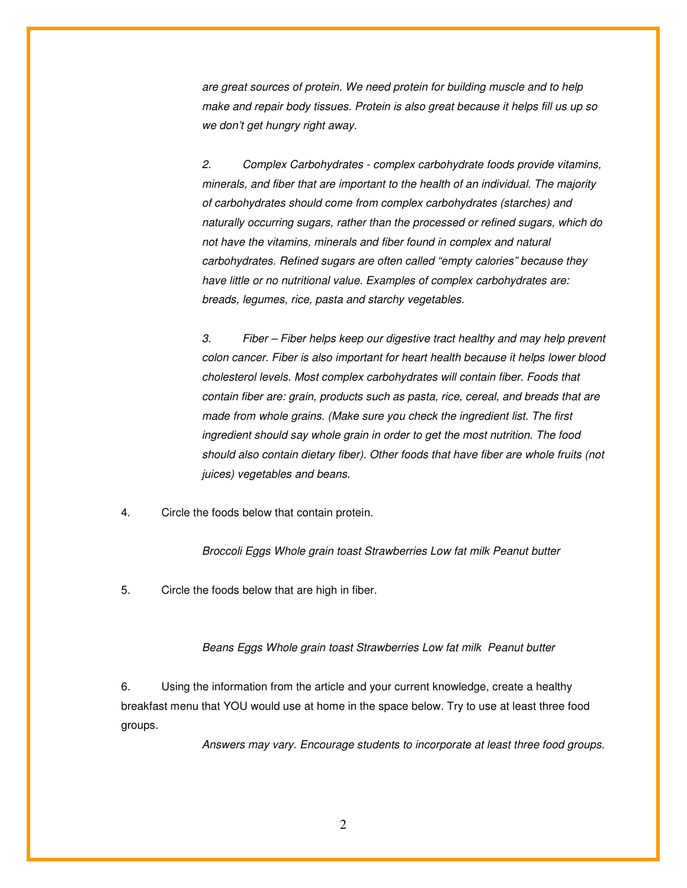*are great sources of protein. We need protein for building muscle and to help make and repair body tissues. Protein is also great because it helps fill us up so we don't get hungry right away.*

*2. Complex Carbohydrates - complex carbohydrate foods provide vitamins, minerals, and fiber that are important to the health of an individual. The majority of carbohydrates should come from complex carbohydrates (starches) and naturally occurring sugars, rather than the processed or refined sugars, which do not have the vitamins, minerals and fiber found in complex and natural carbohydrates. Refined sugars are often called "empty calories" because they have little or no nutritional value. Examples of complex carbohydrates are: breads, legumes, rice, pasta and starchy vegetables.*

*3. Fiber – Fiber helps keep our digestive tract healthy and may help prevent colon cancer. Fiber is also important for heart health because it helps lower blood cholesterol levels. Most complex carbohydrates will contain fiber. Foods that contain fiber are: grain, products such as pasta, rice, cereal, and breads that are made from whole grains. (Make sure you check the ingredient list. The first ingredient should say whole grain in order to get the most nutrition. The food should also contain dietary fiber). Other foods that have fiber are whole fruits (not juices) vegetables and beans.*

4. Circle the foods below that contain protein.

*Broccoli Eggs Whole grain toast Strawberries Low fat milk Peanut butter*

5. Circle the foods below that are high in fiber.

*Beans Eggs Whole grain toast Strawberries Low fat milk Peanut butter*

6. Using the information from the article and your current knowledge, create a healthy breakfast menu that YOU would use at home in the space below. Try to use at least three food groups.

*Answers may vary. Encourage students to incorporate at least three food groups.*